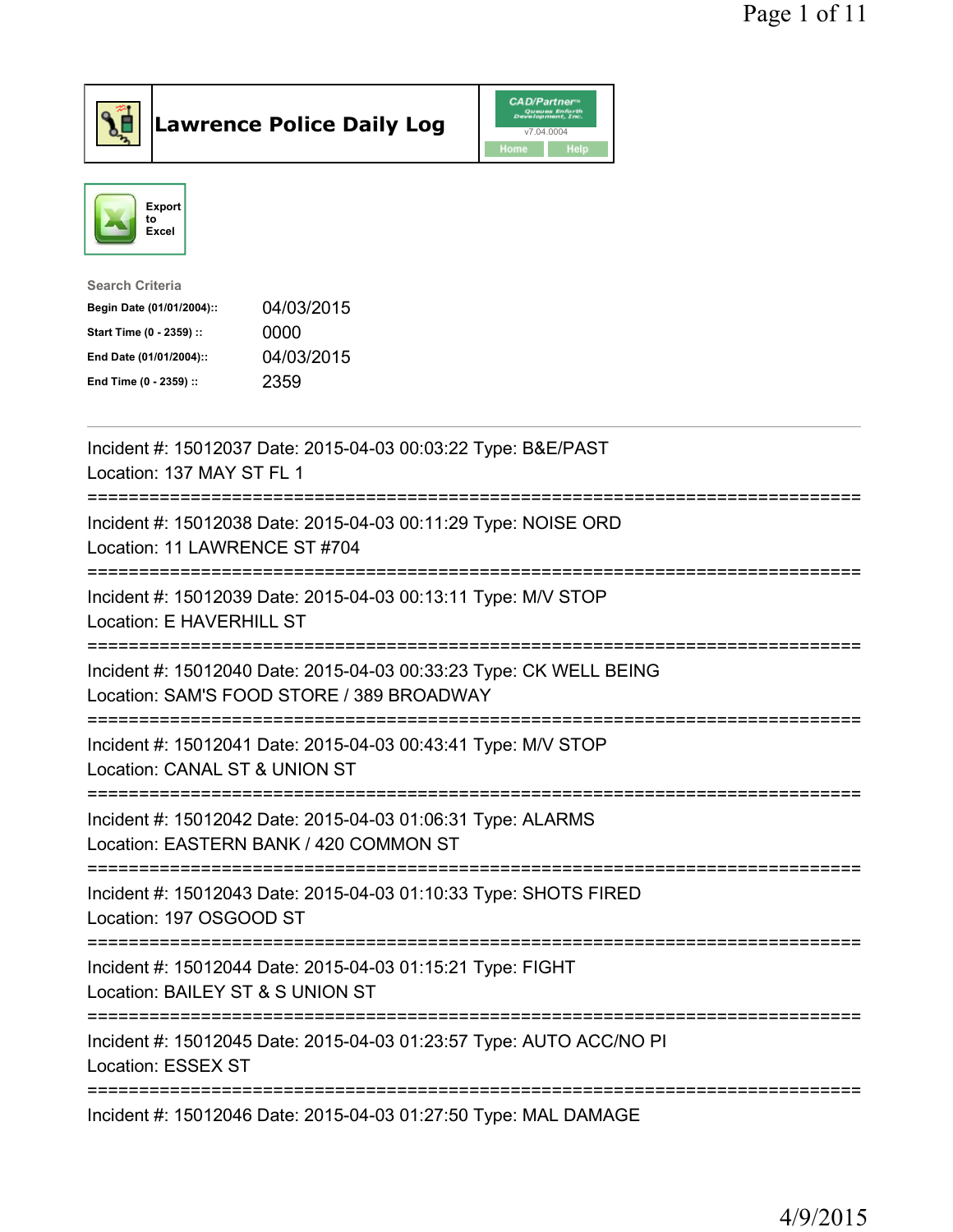# Lawrence Police Daily Log

CAD/Partner
v7.04.0004
Home Help

Export to Excel

Search Criteria

| | |
|---|---|
| **Begin Date (01/01/2004)::** | 04/03/2015 |
| **Start Time (0 - 2359) ::** | 0000 |
| **End Date (01/01/2004)::** | 04/03/2015 |
| **End Time (0 - 2359) ::** | 2359 |

Incident #: 15012037 Date: 2015-04-03 00:03:22 Type: B&E/PAST
Location: 137 MAY ST FL 1
===========================================================================
Incident #: 15012038 Date: 2015-04-03 00:11:29 Type: NOISE ORD
Location: 11 LAWRENCE ST #704
===========================================================================
Incident #: 15012039 Date: 2015-04-03 00:13:11 Type: M/V STOP
Location: E HAVERHILL ST
===========================================================================
Incident #: 15012040 Date: 2015-04-03 00:33:23 Type: CK WELL BEING
Location: SAM'S FOOD STORE / 389 BROADWAY
===========================================================================
Incident #: 15012041 Date: 2015-04-03 00:43:41 Type: M/V STOP
Location: CANAL ST & UNION ST
===========================================================================
Incident #: 15012042 Date: 2015-04-03 01:06:31 Type: ALARMS
Location: EASTERN BANK / 420 COMMON ST
===========================================================================
Incident #: 15012043 Date: 2015-04-03 01:10:33 Type: SHOTS FIRED
Location: 197 OSGOOD ST
===========================================================================
Incident #: 15012044 Date: 2015-04-03 01:15:21 Type: FIGHT
Location: BAILEY ST & S UNION ST
===========================================================================
Incident #: 15012045 Date: 2015-04-03 01:23:57 Type: AUTO ACC/NO PI
Location: ESSEX ST
===========================================================================
Incident #: 15012046 Date: 2015-04-03 01:27:50 Type: MAL DAMAGE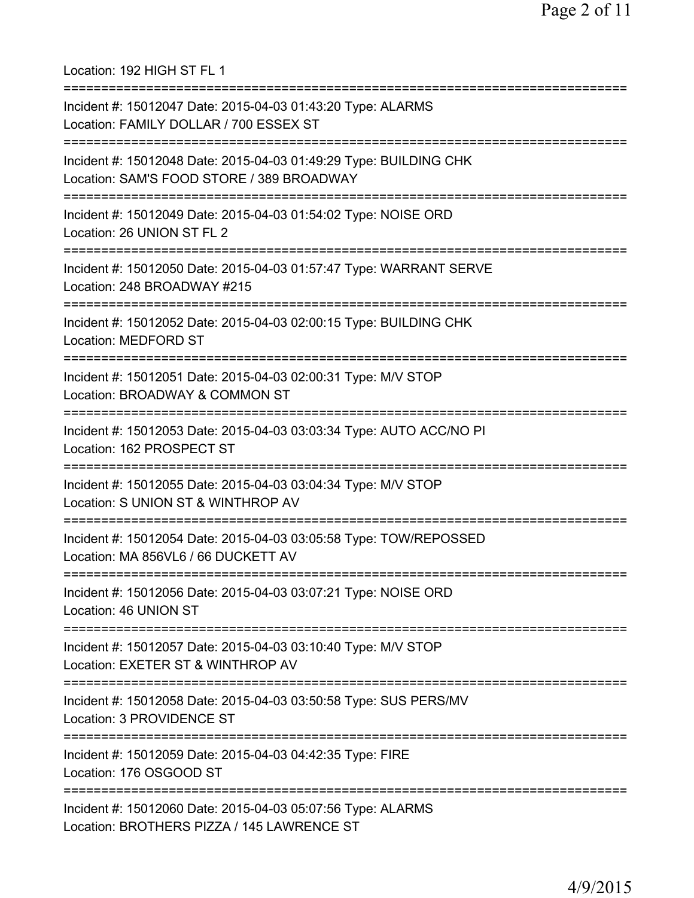Location: 192 HIGH ST FL 1

===========================================================================

Incident #: 15012047 Date: 2015-04-03 01:43:20 Type: ALARMS
Location: FAMILY DOLLAR / 700 ESSEX ST

===========================================================================

Incident #: 15012048 Date: 2015-04-03 01:49:29 Type: BUILDING CHK
Location: SAM'S FOOD STORE / 389 BROADWAY

===========================================================================

Incident #: 15012049 Date: 2015-04-03 01:54:02 Type: NOISE ORD
Location: 26 UNION ST FL 2

===========================================================================

Incident #: 15012050 Date: 2015-04-03 01:57:47 Type: WARRANT SERVE
Location: 248 BROADWAY #215

===========================================================================

Incident #: 15012052 Date: 2015-04-03 02:00:15 Type: BUILDING CHK
Location: MEDFORD ST

===========================================================================

Incident #: 15012051 Date: 2015-04-03 02:00:31 Type: M/V STOP
Location: BROADWAY & COMMON ST

===========================================================================

Incident #: 15012053 Date: 2015-04-03 03:03:34 Type: AUTO ACC/NO PI
Location: 162 PROSPECT ST

===========================================================================

Incident #: 15012055 Date: 2015-04-03 03:04:34 Type: M/V STOP
Location: S UNION ST & WINTHROP AV

===========================================================================

Incident #: 15012054 Date: 2015-04-03 03:05:58 Type: TOW/REPOSSED
Location: MA 856VL6 / 66 DUCKETT AV

===========================================================================

Incident #: 15012056 Date: 2015-04-03 03:07:21 Type: NOISE ORD
Location: 46 UNION ST

===========================================================================

Incident #: 15012057 Date: 2015-04-03 03:10:40 Type: M/V STOP
Location: EXETER ST & WINTHROP AV

===========================================================================

Incident #: 15012058 Date: 2015-04-03 03:50:58 Type: SUS PERS/MV
Location: 3 PROVIDENCE ST

===========================================================================

Incident #: 15012059 Date: 2015-04-03 04:42:35 Type: FIRE
Location: 176 OSGOOD ST

===========================================================================

Incident #: 15012060 Date: 2015-04-03 05:07:56 Type: ALARMS
Location: BROTHERS PIZZA / 145 LAWRENCE ST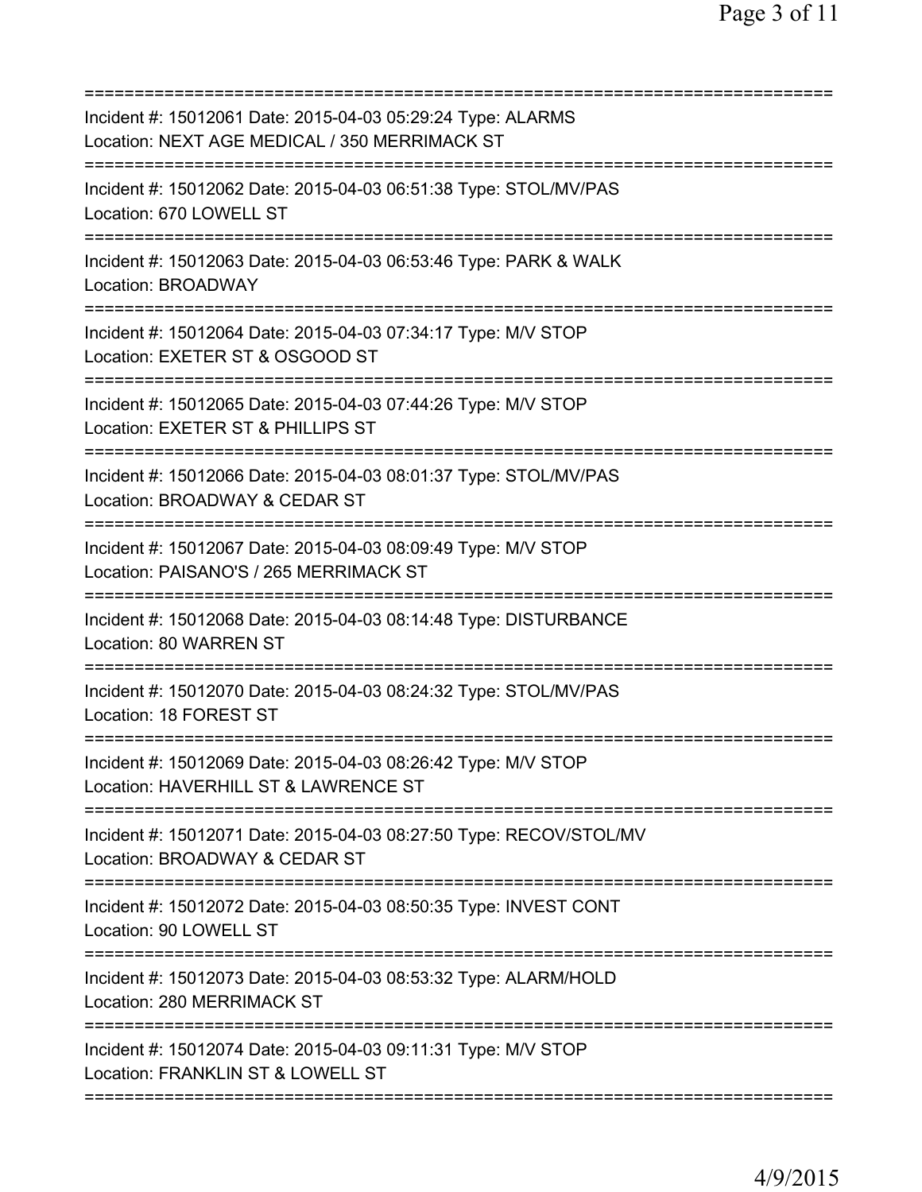===========================================================================

Incident #: 15012061 Date: 2015-04-03 05:29:24 Type: ALARMS
Location: NEXT AGE MEDICAL / 350 MERRIMACK ST

===========================================================================

Incident #: 15012062 Date: 2015-04-03 06:51:38 Type: STOL/MV/PAS
Location: 670 LOWELL ST

===========================================================================

Incident #: 15012063 Date: 2015-04-03 06:53:46 Type: PARK & WALK
Location: BROADWAY

===========================================================================

Incident #: 15012064 Date: 2015-04-03 07:34:17 Type: M/V STOP
Location: EXETER ST & OSGOOD ST

===========================================================================

Incident #: 15012065 Date: 2015-04-03 07:44:26 Type: M/V STOP
Location: EXETER ST & PHILLIPS ST

===========================================================================

Incident #: 15012066 Date: 2015-04-03 08:01:37 Type: STOL/MV/PAS
Location: BROADWAY & CEDAR ST

===========================================================================

Incident #: 15012067 Date: 2015-04-03 08:09:49 Type: M/V STOP
Location: PAISANO'S / 265 MERRIMACK ST

===========================================================================

Incident #: 15012068 Date: 2015-04-03 08:14:48 Type: DISTURBANCE
Location: 80 WARREN ST

===========================================================================

Incident #: 15012070 Date: 2015-04-03 08:24:32 Type: STOL/MV/PAS
Location: 18 FOREST ST

===========================================================================

Incident #: 15012069 Date: 2015-04-03 08:26:42 Type: M/V STOP
Location: HAVERHILL ST & LAWRENCE ST

===========================================================================

Incident #: 15012071 Date: 2015-04-03 08:27:50 Type: RECOV/STOL/MV
Location: BROADWAY & CEDAR ST

===========================================================================

Incident #: 15012072 Date: 2015-04-03 08:50:35 Type: INVEST CONT
Location: 90 LOWELL ST

===========================================================================

Incident #: 15012073 Date: 2015-04-03 08:53:32 Type: ALARM/HOLD
Location: 280 MERRIMACK ST

===========================================================================

Incident #: 15012074 Date: 2015-04-03 09:11:31 Type: M/V STOP
Location: FRANKLIN ST & LOWELL ST

===========================================================================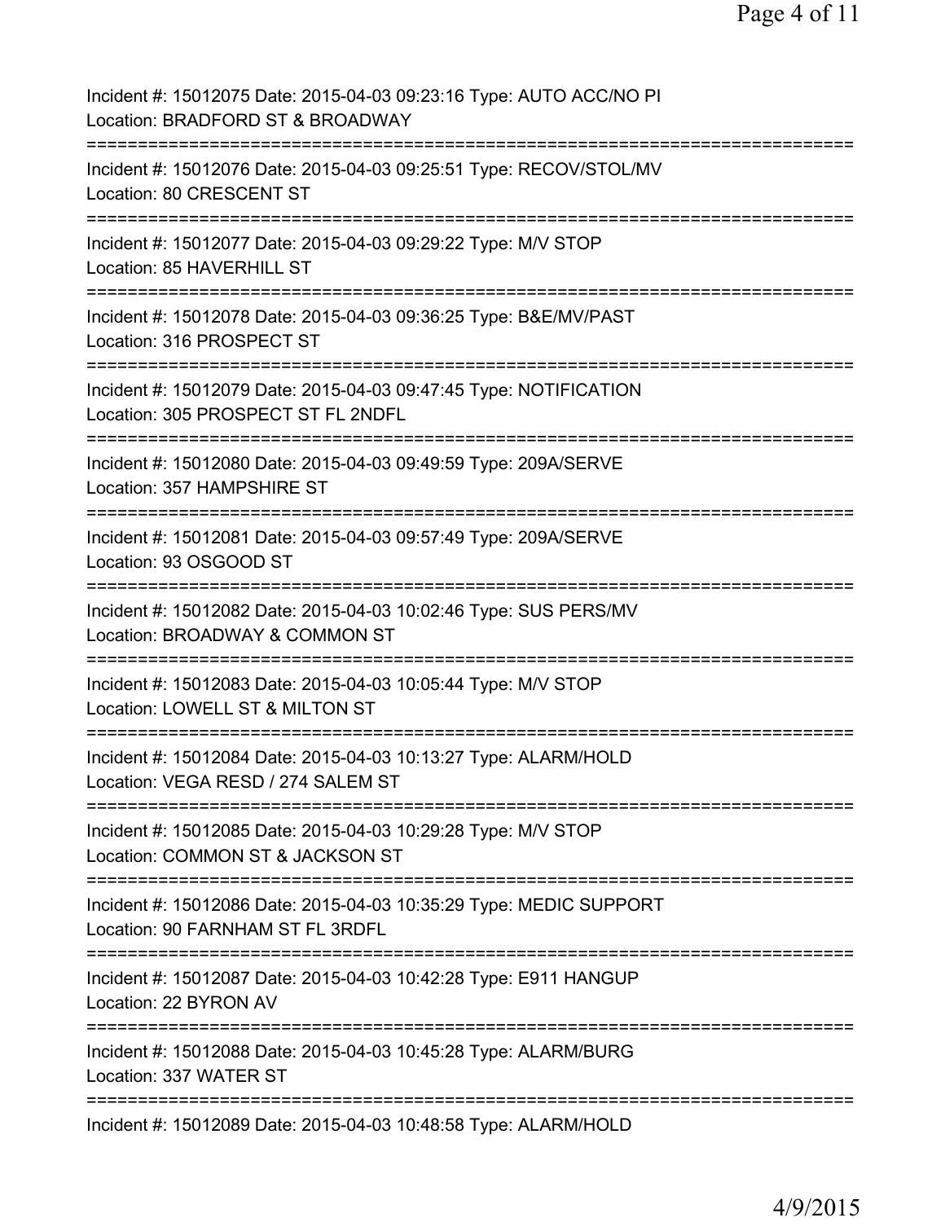Incident #: 15012075 Date: 2015-04-03 09:23:16 Type: AUTO ACC/NO PI
Location: BRADFORD ST & BROADWAY

===========================================================================

Incident #: 15012076 Date: 2015-04-03 09:25:51 Type: RECOV/STOL/MV
Location: 80 CRESCENT ST

===========================================================================

Incident #: 15012077 Date: 2015-04-03 09:29:22 Type: M/V STOP
Location: 85 HAVERHILL ST

===========================================================================

Incident #: 15012078 Date: 2015-04-03 09:36:25 Type: B&E/MV/PAST
Location: 316 PROSPECT ST

===========================================================================

Incident #: 15012079 Date: 2015-04-03 09:47:45 Type: NOTIFICATION
Location: 305 PROSPECT ST FL 2NDFL

===========================================================================

Incident #: 15012080 Date: 2015-04-03 09:49:59 Type: 209A/SERVE
Location: 357 HAMPSHIRE ST

===========================================================================

Incident #: 15012081 Date: 2015-04-03 09:57:49 Type: 209A/SERVE
Location: 93 OSGOOD ST

===========================================================================

Incident #: 15012082 Date: 2015-04-03 10:02:46 Type: SUS PERS/MV
Location: BROADWAY & COMMON ST

===========================================================================

Incident #: 15012083 Date: 2015-04-03 10:05:44 Type: M/V STOP
Location: LOWELL ST & MILTON ST

===========================================================================

Incident #: 15012084 Date: 2015-04-03 10:13:27 Type: ALARM/HOLD
Location: VEGA RESD / 274 SALEM ST

===========================================================================

Incident #: 15012085 Date: 2015-04-03 10:29:28 Type: M/V STOP
Location: COMMON ST & JACKSON ST

===========================================================================

Incident #: 15012086 Date: 2015-04-03 10:35:29 Type: MEDIC SUPPORT
Location: 90 FARNHAM ST FL 3RDFL

===========================================================================

Incident #: 15012087 Date: 2015-04-03 10:42:28 Type: E911 HANGUP
Location: 22 BYRON AV

===========================================================================

Incident #: 15012088 Date: 2015-04-03 10:45:28 Type: ALARM/BURG
Location: 337 WATER ST

===========================================================================

Incident #: 15012089 Date: 2015-04-03 10:48:58 Type: ALARM/HOLD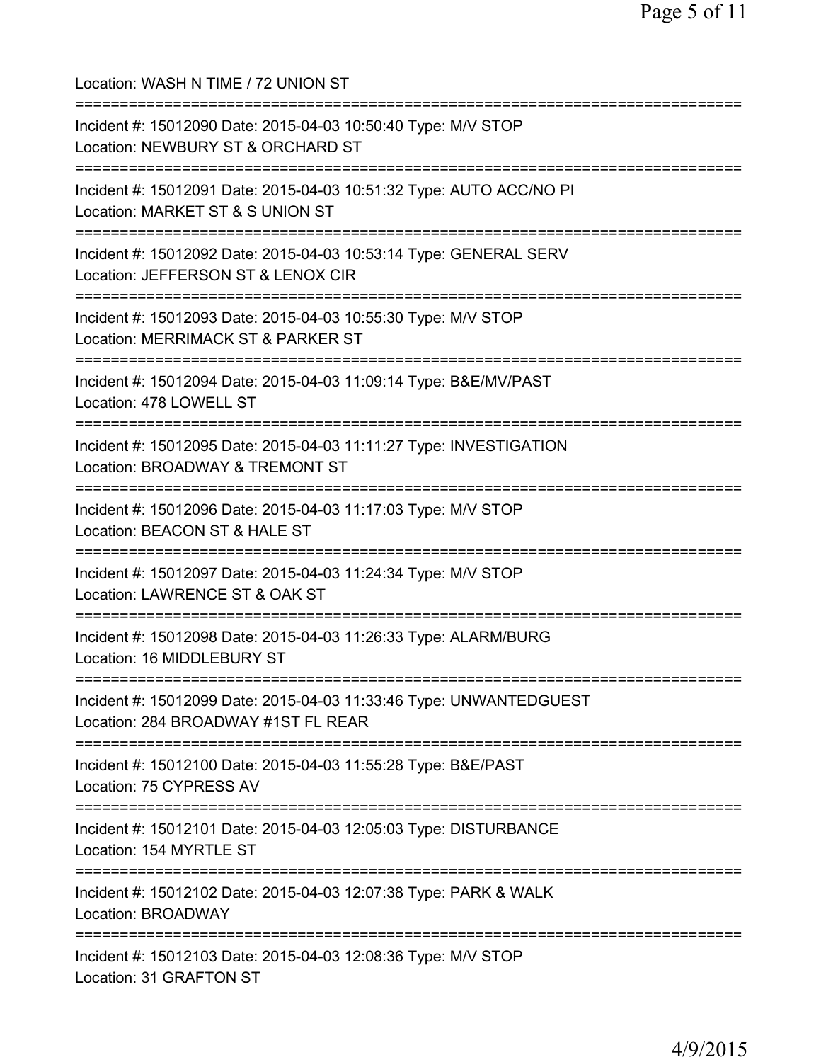Location: WASH N TIME / 72 UNION ST

===========================================================================

Incident #: 15012090 Date: 2015-04-03 10:50:40 Type: M/V STOP
Location: NEWBURY ST & ORCHARD ST

===========================================================================

Incident #: 15012091 Date: 2015-04-03 10:51:32 Type: AUTO ACC/NO PI
Location: MARKET ST & S UNION ST

===========================================================================

Incident #: 15012092 Date: 2015-04-03 10:53:14 Type: GENERAL SERV
Location: JEFFERSON ST & LENOX CIR

===========================================================================

Incident #: 15012093 Date: 2015-04-03 10:55:30 Type: M/V STOP
Location: MERRIMACK ST & PARKER ST

===========================================================================

Incident #: 15012094 Date: 2015-04-03 11:09:14 Type: B&E/MV/PAST
Location: 478 LOWELL ST

===========================================================================

Incident #: 15012095 Date: 2015-04-03 11:11:27 Type: INVESTIGATION
Location: BROADWAY & TREMONT ST

===========================================================================

Incident #: 15012096 Date: 2015-04-03 11:17:03 Type: M/V STOP
Location: BEACON ST & HALE ST

===========================================================================

Incident #: 15012097 Date: 2015-04-03 11:24:34 Type: M/V STOP
Location: LAWRENCE ST & OAK ST

===========================================================================

Incident #: 15012098 Date: 2015-04-03 11:26:33 Type: ALARM/BURG
Location: 16 MIDDLEBURY ST

===========================================================================

Incident #: 15012099 Date: 2015-04-03 11:33:46 Type: UNWANTEDGUEST
Location: 284 BROADWAY #1ST FL REAR

===========================================================================

Incident #: 15012100 Date: 2015-04-03 11:55:28 Type: B&E/PAST
Location: 75 CYPRESS AV

===========================================================================

Incident #: 15012101 Date: 2015-04-03 12:05:03 Type: DISTURBANCE
Location: 154 MYRTLE ST

===========================================================================

Incident #: 15012102 Date: 2015-04-03 12:07:38 Type: PARK & WALK
Location: BROADWAY

===========================================================================

Incident #: 15012103 Date: 2015-04-03 12:08:36 Type: M/V STOP
Location: 31 GRAFTON ST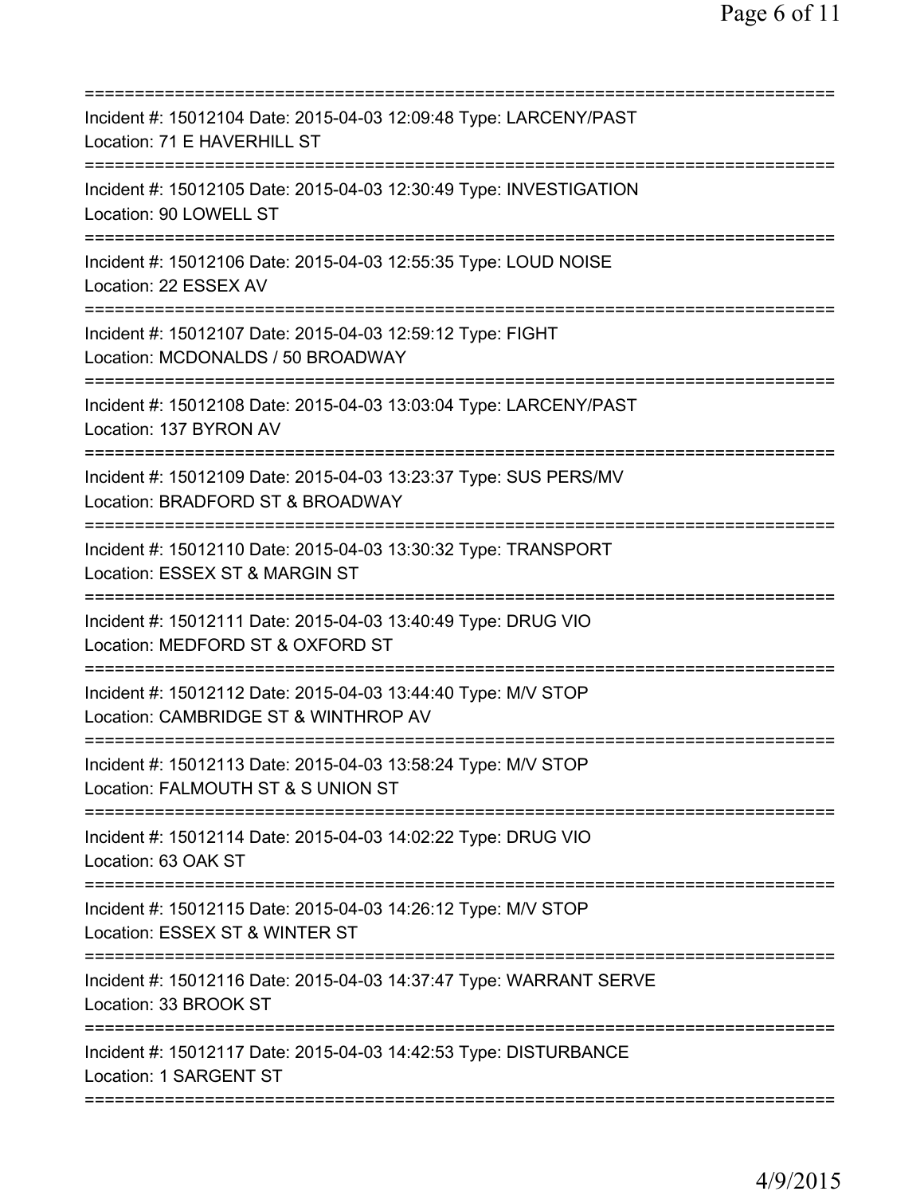===========================================================================
Incident #: 15012104 Date: 2015-04-03 12:09:48 Type: LARCENY/PAST
Location: 71 E HAVERHILL ST
===========================================================================
Incident #: 15012105 Date: 2015-04-03 12:30:49 Type: INVESTIGATION
Location: 90 LOWELL ST
===========================================================================
Incident #: 15012106 Date: 2015-04-03 12:55:35 Type: LOUD NOISE
Location: 22 ESSEX AV
===========================================================================
Incident #: 15012107 Date: 2015-04-03 12:59:12 Type: FIGHT
Location: MCDONALDS / 50 BROADWAY
===========================================================================
Incident #: 15012108 Date: 2015-04-03 13:03:04 Type: LARCENY/PAST
Location: 137 BYRON AV
===========================================================================
Incident #: 15012109 Date: 2015-04-03 13:23:37 Type: SUS PERS/MV
Location: BRADFORD ST & BROADWAY
===========================================================================
Incident #: 15012110 Date: 2015-04-03 13:30:32 Type: TRANSPORT
Location: ESSEX ST & MARGIN ST
===========================================================================
Incident #: 15012111 Date: 2015-04-03 13:40:49 Type: DRUG VIO
Location: MEDFORD ST & OXFORD ST
===========================================================================
Incident #: 15012112 Date: 2015-04-03 13:44:40 Type: M/V STOP
Location: CAMBRIDGE ST & WINTHROP AV
===========================================================================
Incident #: 15012113 Date: 2015-04-03 13:58:24 Type: M/V STOP
Location: FALMOUTH ST & S UNION ST
===========================================================================
Incident #: 15012114 Date: 2015-04-03 14:02:22 Type: DRUG VIO
Location: 63 OAK ST
===========================================================================
Incident #: 15012115 Date: 2015-04-03 14:26:12 Type: M/V STOP
Location: ESSEX ST & WINTER ST
===========================================================================
Incident #: 15012116 Date: 2015-04-03 14:37:47 Type: WARRANT SERVE
Location: 33 BROOK ST
===========================================================================
Incident #: 15012117 Date: 2015-04-03 14:42:53 Type: DISTURBANCE
Location: 1 SARGENT ST
===========================================================================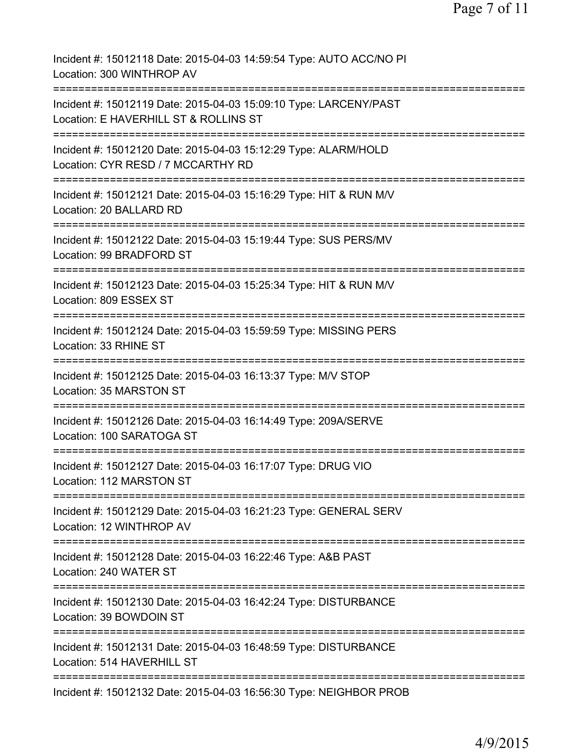Incident #: 15012118 Date: 2015-04-03 14:59:54 Type: AUTO ACC/NO PI
Location: 300 WINTHROP AV

===========================================================================

Incident #: 15012119 Date: 2015-04-03 15:09:10 Type: LARCENY/PAST
Location: E HAVERHILL ST & ROLLINS ST

===========================================================================

Incident #: 15012120 Date: 2015-04-03 15:12:29 Type: ALARM/HOLD
Location: CYR RESD / 7 MCCARTHY RD

===========================================================================

Incident #: 15012121 Date: 2015-04-03 15:16:29 Type: HIT & RUN M/V
Location: 20 BALLARD RD

===========================================================================

Incident #: 15012122 Date: 2015-04-03 15:19:44 Type: SUS PERS/MV
Location: 99 BRADFORD ST

===========================================================================

Incident #: 15012123 Date: 2015-04-03 15:25:34 Type: HIT & RUN M/V
Location: 809 ESSEX ST

===========================================================================

Incident #: 15012124 Date: 2015-04-03 15:59:59 Type: MISSING PERS
Location: 33 RHINE ST

===========================================================================

Incident #: 15012125 Date: 2015-04-03 16:13:37 Type: M/V STOP
Location: 35 MARSTON ST

===========================================================================

Incident #: 15012126 Date: 2015-04-03 16:14:49 Type: 209A/SERVE
Location: 100 SARATOGA ST

===========================================================================

Incident #: 15012127 Date: 2015-04-03 16:17:07 Type: DRUG VIO
Location: 112 MARSTON ST

===========================================================================

Incident #: 15012129 Date: 2015-04-03 16:21:23 Type: GENERAL SERV
Location: 12 WINTHROP AV

===========================================================================

Incident #: 15012128 Date: 2015-04-03 16:22:46 Type: A&B PAST
Location: 240 WATER ST

===========================================================================

Incident #: 15012130 Date: 2015-04-03 16:42:24 Type: DISTURBANCE
Location: 39 BOWDOIN ST

===========================================================================

Incident #: 15012131 Date: 2015-04-03 16:48:59 Type: DISTURBANCE
Location: 514 HAVERHILL ST

===========================================================================

Incident #: 15012132 Date: 2015-04-03 16:56:30 Type: NEIGHBOR PROB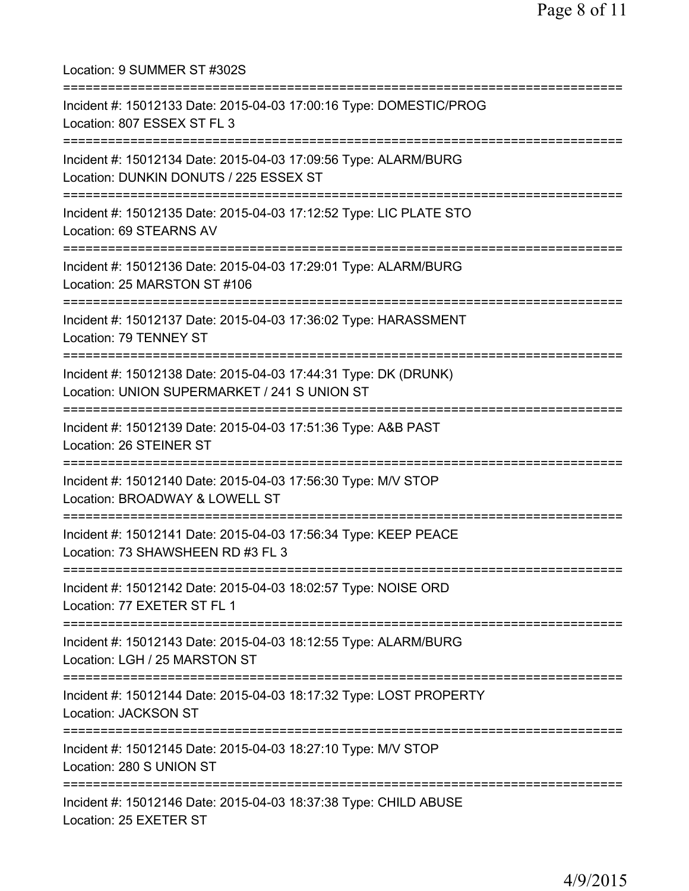Location: 9 SUMMER ST #302S

===========================================================================

Incident #: 15012133 Date: 2015-04-03 17:00:16 Type: DOMESTIC/PROG
Location: 807 ESSEX ST FL 3

===========================================================================

Incident #: 15012134 Date: 2015-04-03 17:09:56 Type: ALARM/BURG
Location: DUNKIN DONUTS / 225 ESSEX ST

===========================================================================

Incident #: 15012135 Date: 2015-04-03 17:12:52 Type: LIC PLATE STO
Location: 69 STEARNS AV

===========================================================================

Incident #: 15012136 Date: 2015-04-03 17:29:01 Type: ALARM/BURG
Location: 25 MARSTON ST #106

===========================================================================

Incident #: 15012137 Date: 2015-04-03 17:36:02 Type: HARASSMENT
Location: 79 TENNEY ST

===========================================================================

Incident #: 15012138 Date: 2015-04-03 17:44:31 Type: DK (DRUNK)
Location: UNION SUPERMARKET / 241 S UNION ST

===========================================================================

Incident #: 15012139 Date: 2015-04-03 17:51:36 Type: A&B PAST
Location: 26 STEINER ST

===========================================================================

Incident #: 15012140 Date: 2015-04-03 17:56:30 Type: M/V STOP
Location: BROADWAY & LOWELL ST

===========================================================================

Incident #: 15012141 Date: 2015-04-03 17:56:34 Type: KEEP PEACE
Location: 73 SHAWSHEEN RD #3 FL 3

===========================================================================

Incident #: 15012142 Date: 2015-04-03 18:02:57 Type: NOISE ORD
Location: 77 EXETER ST FL 1

===========================================================================

Incident #: 15012143 Date: 2015-04-03 18:12:55 Type: ALARM/BURG
Location: LGH / 25 MARSTON ST

===========================================================================

Incident #: 15012144 Date: 2015-04-03 18:17:32 Type: LOST PROPERTY
Location: JACKSON ST

===========================================================================

Incident #: 15012145 Date: 2015-04-03 18:27:10 Type: M/V STOP
Location: 280 S UNION ST

===========================================================================

Incident #: 15012146 Date: 2015-04-03 18:37:38 Type: CHILD ABUSE
Location: 25 EXETER ST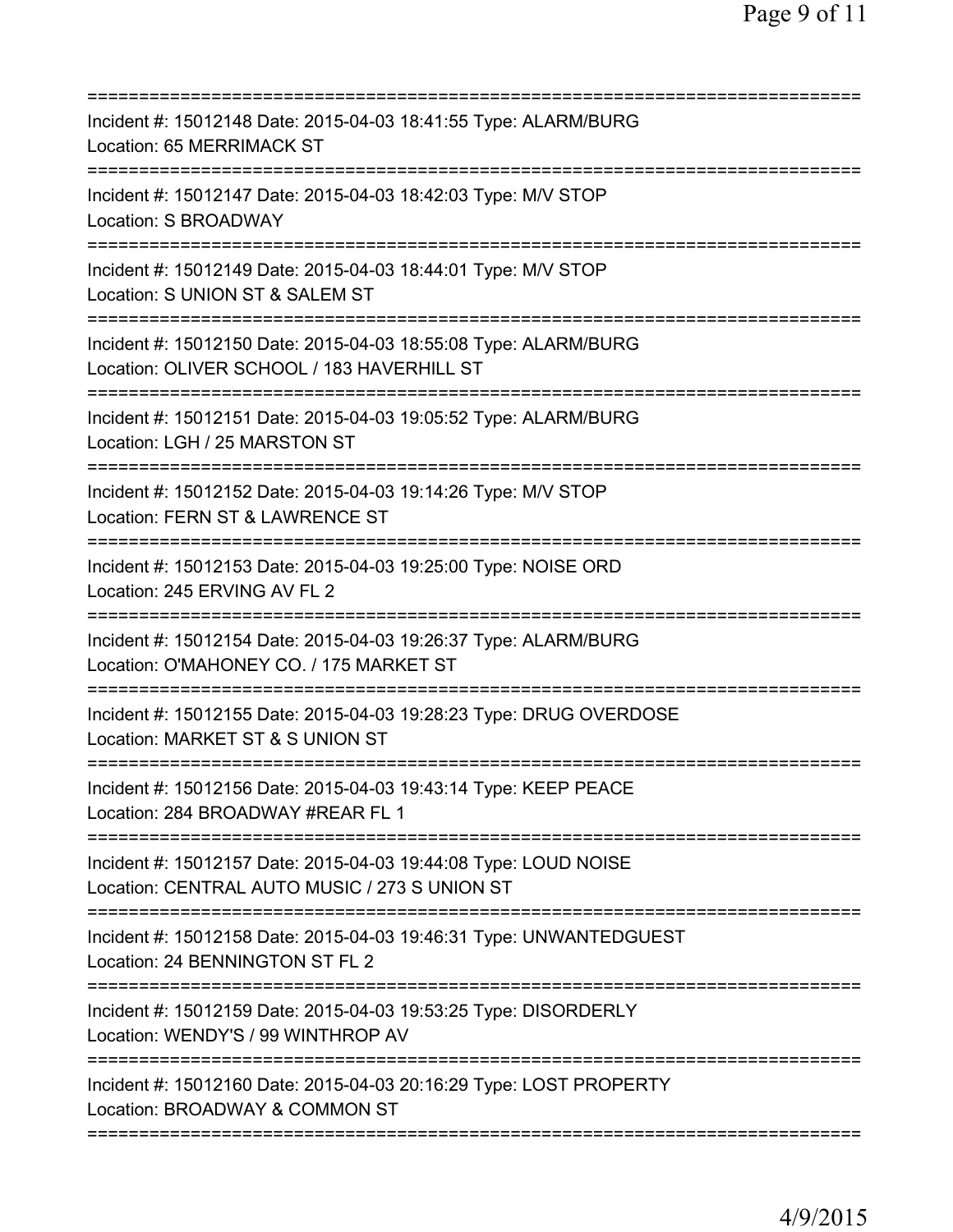===========================================================================
Incident #: 15012148 Date: 2015-04-03 18:41:55 Type: ALARM/BURG
Location: 65 MERRIMACK ST
===========================================================================
Incident #: 15012147 Date: 2015-04-03 18:42:03 Type: M/V STOP
Location: S BROADWAY
===========================================================================
Incident #: 15012149 Date: 2015-04-03 18:44:01 Type: M/V STOP
Location: S UNION ST & SALEM ST
===========================================================================
Incident #: 15012150 Date: 2015-04-03 18:55:08 Type: ALARM/BURG
Location: OLIVER SCHOOL / 183 HAVERHILL ST
===========================================================================
Incident #: 15012151 Date: 2015-04-03 19:05:52 Type: ALARM/BURG
Location: LGH / 25 MARSTON ST
===========================================================================
Incident #: 15012152 Date: 2015-04-03 19:14:26 Type: M/V STOP
Location: FERN ST & LAWRENCE ST
===========================================================================
Incident #: 15012153 Date: 2015-04-03 19:25:00 Type: NOISE ORD
Location: 245 ERVING AV FL 2
===========================================================================
Incident #: 15012154 Date: 2015-04-03 19:26:37 Type: ALARM/BURG
Location: O'MAHONEY CO. / 175 MARKET ST
===========================================================================
Incident #: 15012155 Date: 2015-04-03 19:28:23 Type: DRUG OVERDOSE
Location: MARKET ST & S UNION ST
===========================================================================
Incident #: 15012156 Date: 2015-04-03 19:43:14 Type: KEEP PEACE
Location: 284 BROADWAY #REAR FL 1
===========================================================================
Incident #: 15012157 Date: 2015-04-03 19:44:08 Type: LOUD NOISE
Location: CENTRAL AUTO MUSIC / 273 S UNION ST
===========================================================================
Incident #: 15012158 Date: 2015-04-03 19:46:31 Type: UNWANTEDGUEST
Location: 24 BENNINGTON ST FL 2
===========================================================================
Incident #: 15012159 Date: 2015-04-03 19:53:25 Type: DISORDERLY
Location: WENDY'S / 99 WINTHROP AV
===========================================================================
Incident #: 15012160 Date: 2015-04-03 20:16:29 Type: LOST PROPERTY
Location: BROADWAY & COMMON ST
===========================================================================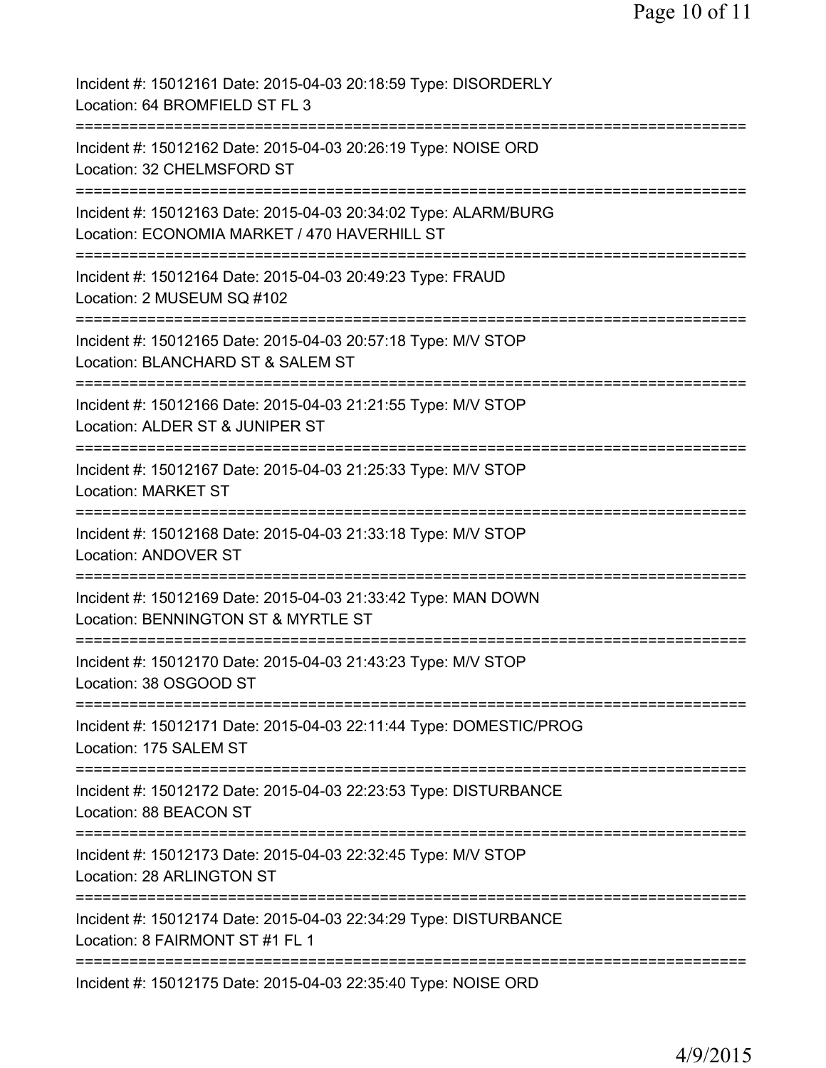Incident #: 15012161 Date: 2015-04-03 20:18:59 Type: DISORDERLY
Location: 64 BROMFIELD ST FL 3
===========================================================================
Incident #: 15012162 Date: 2015-04-03 20:26:19 Type: NOISE ORD
Location: 32 CHELMSFORD ST
===========================================================================
Incident #: 15012163 Date: 2015-04-03 20:34:02 Type: ALARM/BURG
Location: ECONOMIA MARKET / 470 HAVERHILL ST
===========================================================================
Incident #: 15012164 Date: 2015-04-03 20:49:23 Type: FRAUD
Location: 2 MUSEUM SQ #102
===========================================================================
Incident #: 15012165 Date: 2015-04-03 20:57:18 Type: M/V STOP
Location: BLANCHARD ST & SALEM ST
===========================================================================
Incident #: 15012166 Date: 2015-04-03 21:21:55 Type: M/V STOP
Location: ALDER ST & JUNIPER ST
===========================================================================
Incident #: 15012167 Date: 2015-04-03 21:25:33 Type: M/V STOP
Location: MARKET ST
===========================================================================
Incident #: 15012168 Date: 2015-04-03 21:33:18 Type: M/V STOP
Location: ANDOVER ST
===========================================================================
Incident #: 15012169 Date: 2015-04-03 21:33:42 Type: MAN DOWN
Location: BENNINGTON ST & MYRTLE ST
===========================================================================
Incident #: 15012170 Date: 2015-04-03 21:43:23 Type: M/V STOP
Location: 38 OSGOOD ST
===========================================================================
Incident #: 15012171 Date: 2015-04-03 22:11:44 Type: DOMESTIC/PROG
Location: 175 SALEM ST
===========================================================================
Incident #: 15012172 Date: 2015-04-03 22:23:53 Type: DISTURBANCE
Location: 88 BEACON ST
===========================================================================
Incident #: 15012173 Date: 2015-04-03 22:32:45 Type: M/V STOP
Location: 28 ARLINGTON ST
===========================================================================
Incident #: 15012174 Date: 2015-04-03 22:34:29 Type: DISTURBANCE
Location: 8 FAIRMONT ST #1 FL 1
===========================================================================
Incident #: 15012175 Date: 2015-04-03 22:35:40 Type: NOISE ORD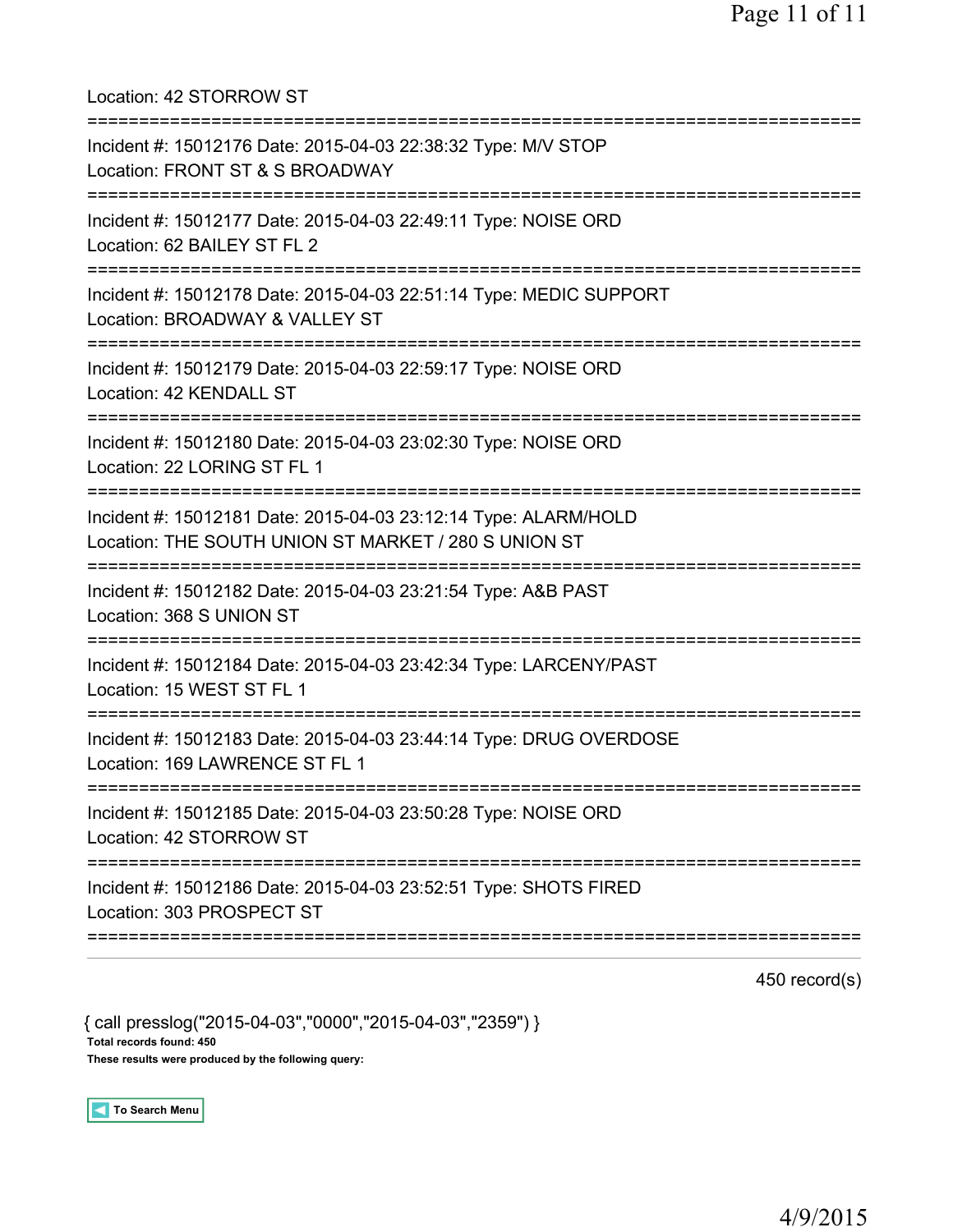Location: 42 STORROW ST

===========================================================================

Incident #: 15012176 Date: 2015-04-03 22:38:32 Type: M/V STOP
Location: FRONT ST & S BROADWAY

===========================================================================

Incident #: 15012177 Date: 2015-04-03 22:49:11 Type: NOISE ORD
Location: 62 BAILEY ST FL 2

===========================================================================

Incident #: 15012178 Date: 2015-04-03 22:51:14 Type: MEDIC SUPPORT
Location: BROADWAY & VALLEY ST

===========================================================================

Incident #: 15012179 Date: 2015-04-03 22:59:17 Type: NOISE ORD
Location: 42 KENDALL ST

===========================================================================

Incident #: 15012180 Date: 2015-04-03 23:02:30 Type: NOISE ORD
Location: 22 LORING ST FL 1

===========================================================================

Incident #: 15012181 Date: 2015-04-03 23:12:14 Type: ALARM/HOLD
Location: THE SOUTH UNION ST MARKET / 280 S UNION ST

===========================================================================

Incident #: 15012182 Date: 2015-04-03 23:21:54 Type: A&B PAST
Location: 368 S UNION ST

===========================================================================

Incident #: 15012184 Date: 2015-04-03 23:42:34 Type: LARCENY/PAST
Location: 15 WEST ST FL 1

===========================================================================

Incident #: 15012183 Date: 2015-04-03 23:44:14 Type: DRUG OVERDOSE
Location: 169 LAWRENCE ST FL 1

===========================================================================

Incident #: 15012185 Date: 2015-04-03 23:50:28 Type: NOISE ORD
Location: 42 STORROW ST

===========================================================================

Incident #: 15012186 Date: 2015-04-03 23:52:51 Type: SHOTS FIRED
Location: 303 PROSPECT ST

===========================================================================

450 record(s)

{ call presslog("2015-04-03","0000","2015-04-03","2359") }

**Total records found: 450**

**These results were produced by the following query:**

To Search Menu

4/9/2015